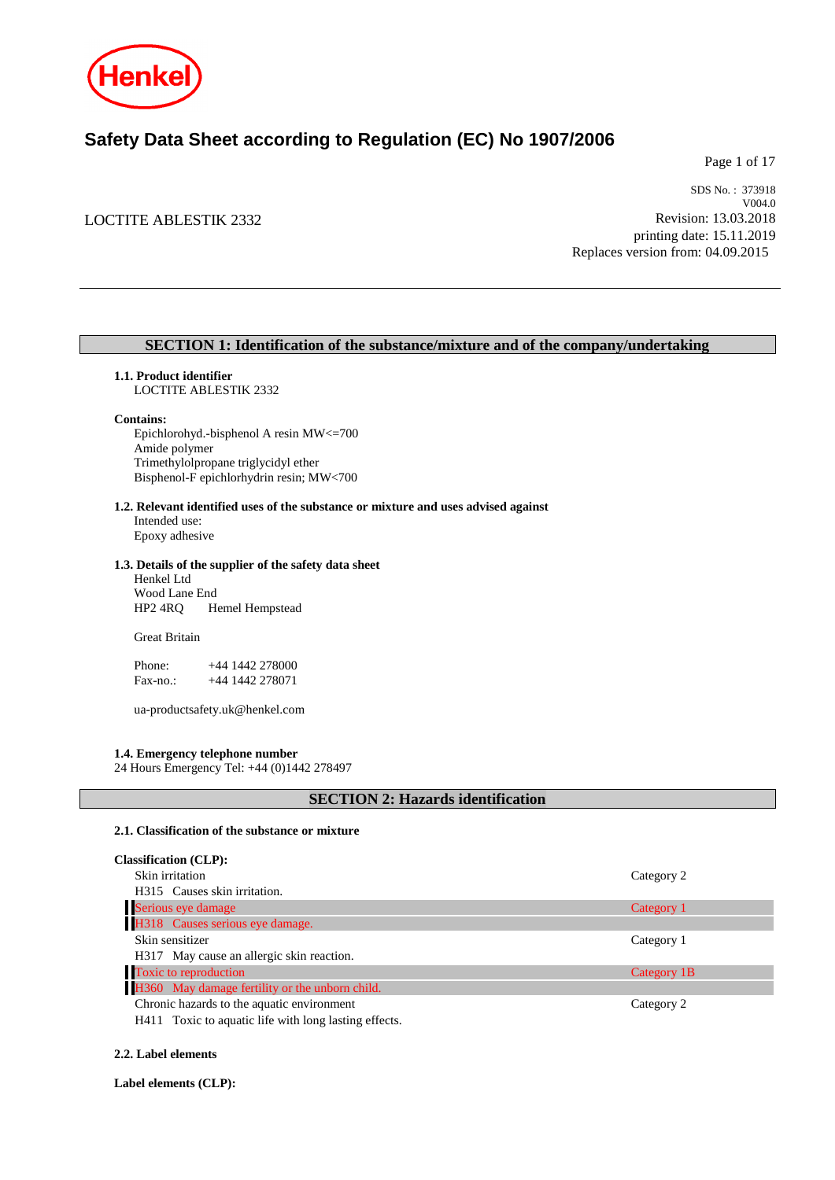# Safety Data Sheet according to Regulation (EC) No 1907/2006

SDS No. : 373918
V004.0
Revision: 13.03.2018
printing date: 15.11.2019
Replaces version from: 04.09.2015

LOCTITE ABLESTIK 2332

## SECTION 1: Identification of the substance/mixture and of the company/undertaking

**1.1. Product identifier**
LOCTITE ABLESTIK 2332

**Contains:**
Epichlorohyd.-bisphenol A resin MW<=700
Amide polymer
Trimethylolpropane triglycidyl ether
Bisphenol-F epichlorhydrin resin; MW<700

**1.2. Relevant identified uses of the substance or mixture and uses advised against**
Intended use:
Epoxy adhesive

**1.3. Details of the supplier of the safety data sheet**
Henkel Ltd
Wood Lane End
HP2 4RQ Hemel Hempstead

Great Britain

Phone: +44 1442 278000
Fax-no.: +44 1442 278071

ua-productsafety.uk@henkel.com

**1.4. Emergency telephone number**
24 Hours Emergency Tel: +44 (0)1442 278497

## SECTION 2: Hazards identification

**2.1. Classification of the substance or mixture**

**Classification (CLP):**

| Hazard | Category |
|---|---|
| Skin irritation<br>H315 Causes skin irritation. | Category 2 |
| Serious eye damage<br>H318 Causes serious eye damage. | Category 1 |
| Skin sensitizer<br>H317 May cause an allergic skin reaction. | Category 1 |
| Toxic to reproduction<br>H360 May damage fertility or the unborn child. | Category 1B |
| Chronic hazards to the aquatic environment<br>H411 Toxic to aquatic life with long lasting effects. | Category 2 |

**2.2. Label elements**

**Label elements (CLP):**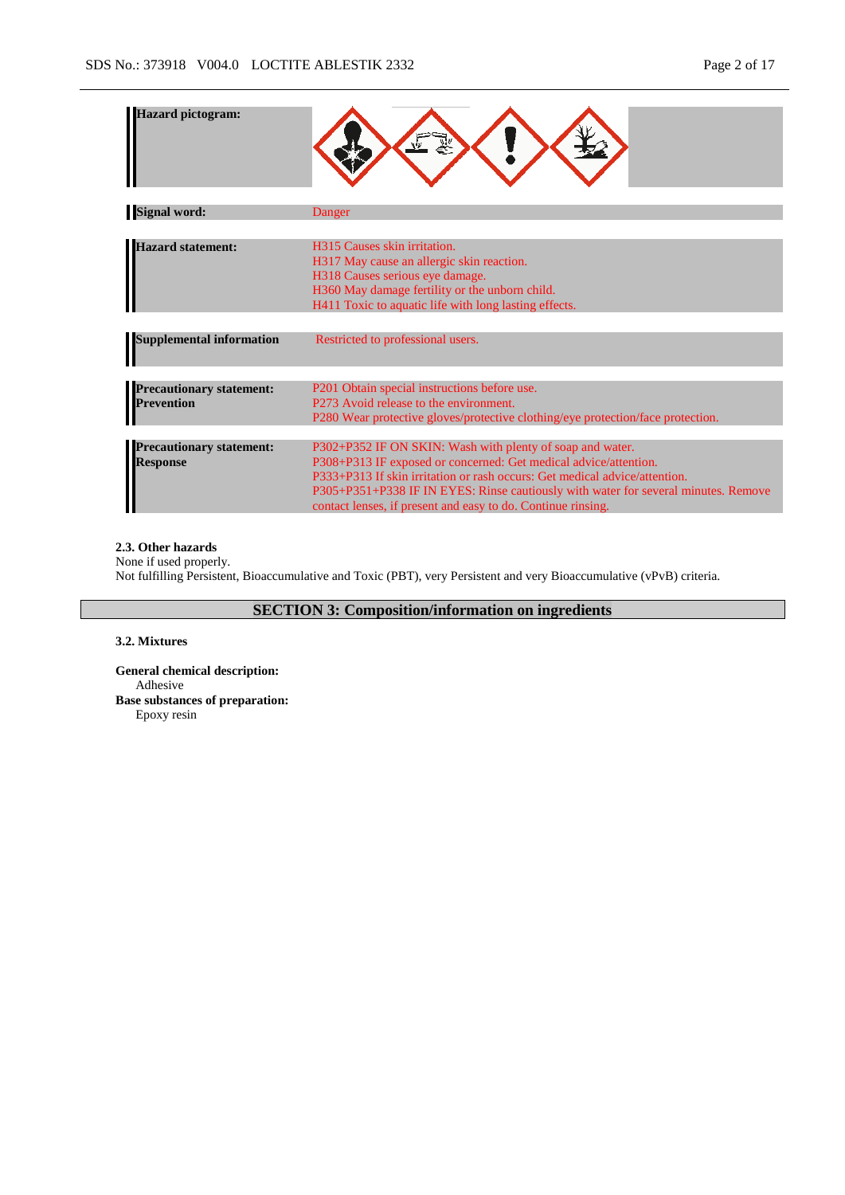| | |
|---|---|
| **Hazard pictogram:** | |
| **Signal word:** | Danger |
| **Hazard statement:** | H315 Causes skin irritation.<br>H317 May cause an allergic skin reaction.<br>H318 Causes serious eye damage.<br>H360 May damage fertility or the unborn child.<br>H411 Toxic to aquatic life with long lasting effects. |
| **Supplemental information** | Restricted to professional users. |
| **Precautionary statement: Prevention** | P201 Obtain special instructions before use.<br>P273 Avoid release to the environment.<br>P280 Wear protective gloves/protective clothing/eye protection/face protection. |
| **Precautionary statement: Response** | P302+P352 IF ON SKIN: Wash with plenty of soap and water.<br>P308+P313 IF exposed or concerned: Get medical advice/attention.<br>P333+P313 If skin irritation or rash occurs: Get medical advice/attention.<br>P305+P351+P338 IF IN EYES: Rinse cautiously with water for several minutes. Remove contact lenses, if present and easy to do. Continue rinsing. |

### 2.3. Other hazards

None if used properly.
Not fulfilling Persistent, Bioaccumulative and Toxic (PBT), very Persistent and very Bioaccumulative (vPvB) criteria.

## SECTION 3: Composition/information on ingredients

### 3.2. Mixtures

**General chemical description:**
Adhesive

**Base substances of preparation:**
Epoxy resin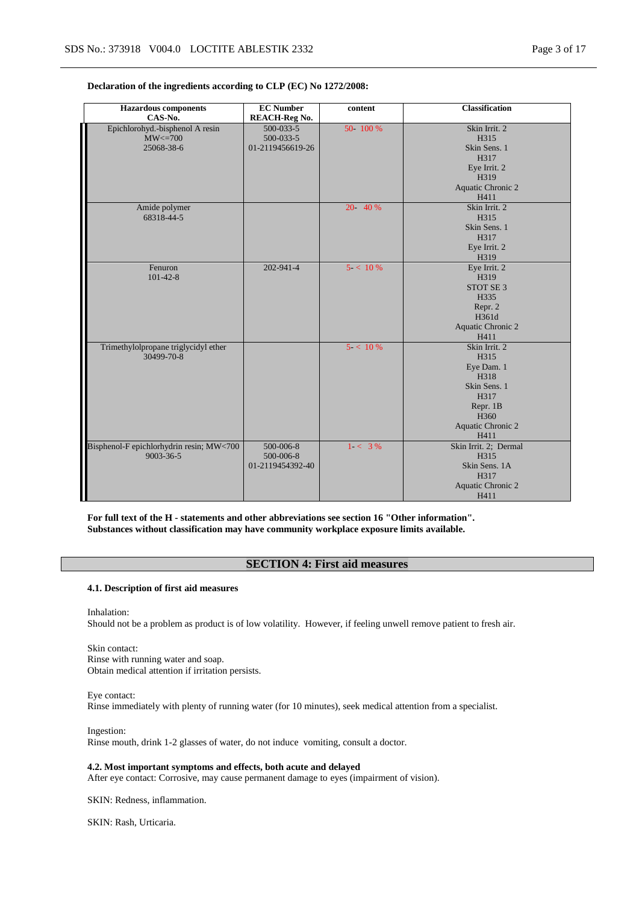**Declaration of the ingredients according to CLP (EC) No 1272/2008:**

| Hazardous components CAS-No. | EC Number REACH-Reg No. | content | Classification |
|---|---|---|---|
| Epichlorohyd.-bisphenol A resin MW<=700 25068-38-6 | 500-033-5 500-033-5 01-2119456619-26 | 50- 100 % | Skin Irrit. 2 H315 Skin Sens. 1 H317 Eye Irrit. 2 H319 Aquatic Chronic 2 H411 |
| Amide polymer 68318-44-5 | | 20- 40 % | Skin Irrit. 2 H315 Skin Sens. 1 H317 Eye Irrit. 2 H319 |
| Fenuron 101-42-8 | 202-941-4 | 5- < 10 % | Eye Irrit. 2 H319 STOT SE 3 H335 Repr. 2 H361d Aquatic Chronic 2 H411 |
| Trimethylolpropane triglycidyl ether 30499-70-8 | | 5- < 10 % | Skin Irrit. 2 H315 Eye Dam. 1 H318 Skin Sens. 1 H317 Repr. 1B H360 Aquatic Chronic 2 H411 |
| Bisphenol-F epichlorhydrin resin; MW<700 9003-36-5 | 500-006-8 500-006-8 01-2119454392-40 | 1- < 3 % | Skin Irrit. 2; Dermal H315 Skin Sens. 1A H317 Aquatic Chronic 2 H411 |

**For full text of the H - statements and other abbreviations see section 16 "Other information".**
**Substances without classification may have community workplace exposure limits available.**

## SECTION 4: First aid measures

### 4.1. Description of first aid measures

Inhalation:
Should not be a problem as product is of low volatility. However, if feeling unwell remove patient to fresh air.

Skin contact:
Rinse with running water and soap.
Obtain medical attention if irritation persists.

Eye contact:
Rinse immediately with plenty of running water (for 10 minutes), seek medical attention from a specialist.

Ingestion:
Rinse mouth, drink 1-2 glasses of water, do not induce vomiting, consult a doctor.

### 4.2. Most important symptoms and effects, both acute and delayed

After eye contact: Corrosive, may cause permanent damage to eyes (impairment of vision).

SKIN: Redness, inflammation.

SKIN: Rash, Urticaria.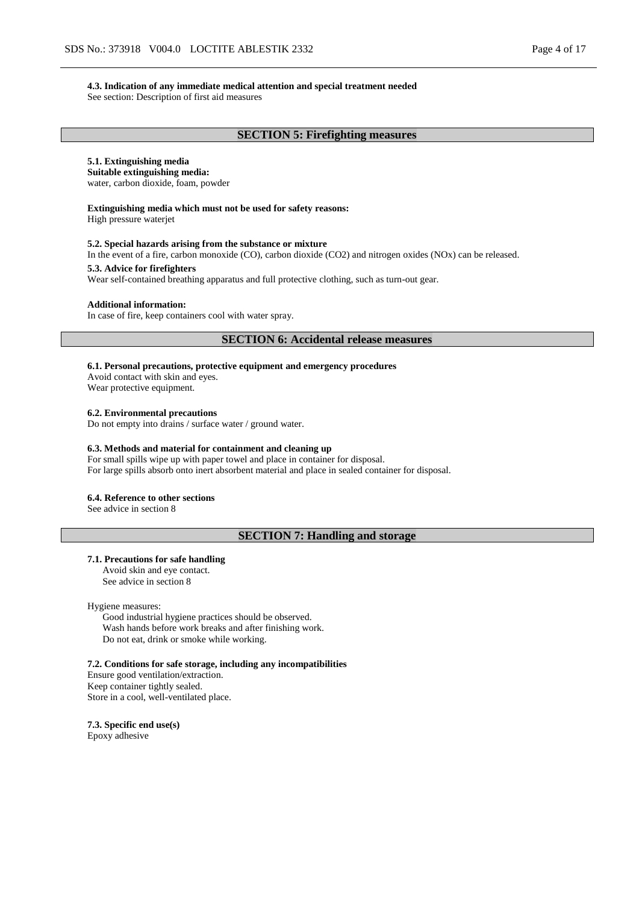**4.3. Indication of any immediate medical attention and special treatment needed**
See section: Description of first aid measures

## SECTION 5: Firefighting measures

**5.1. Extinguishing media**
**Suitable extinguishing media:**
water, carbon dioxide, foam, powder

**Extinguishing media which must not be used for safety reasons:**
High pressure waterjet

**5.2. Special hazards arising from the substance or mixture**
In the event of a fire, carbon monoxide (CO), carbon dioxide ($CO_2$) and nitrogen oxides (NOx) can be released.

**5.3. Advice for firefighters**
Wear self-contained breathing apparatus and full protective clothing, such as turn-out gear.

**Additional information:**
In case of fire, keep containers cool with water spray.

## SECTION 6: Accidental release measures

**6.1. Personal precautions, protective equipment and emergency procedures**
Avoid contact with skin and eyes.
Wear protective equipment.

**6.2. Environmental precautions**
Do not empty into drains / surface water / ground water.

**6.3. Methods and material for containment and cleaning up**
For small spills wipe up with paper towel and place in container for disposal.
For large spills absorb onto inert absorbent material and place in sealed container for disposal.

**6.4. Reference to other sections**
See advice in section 8

## SECTION 7: Handling and storage

**7.1. Precautions for safe handling**
Avoid skin and eye contact.
See advice in section 8

Hygiene measures:
Good industrial hygiene practices should be observed.
Wash hands before work breaks and after finishing work.
Do not eat, drink or smoke while working.

**7.2. Conditions for safe storage, including any incompatibilities**
Ensure good ventilation/extraction.
Keep container tightly sealed.
Store in a cool, well-ventilated place.

**7.3. Specific end use(s)**
Epoxy adhesive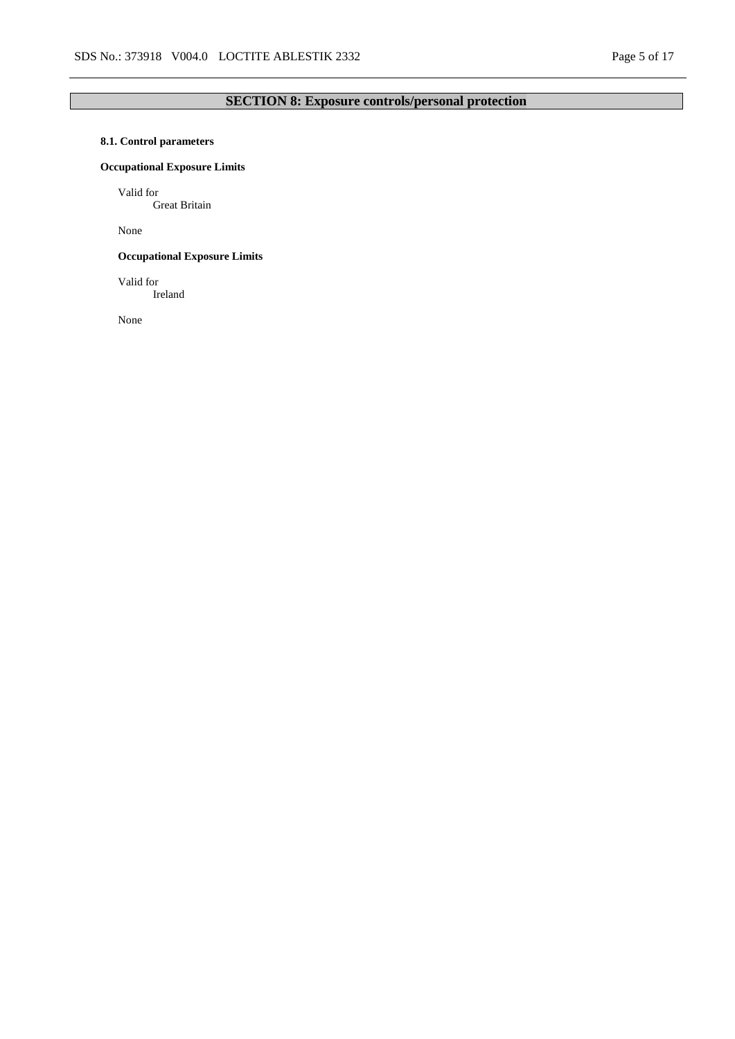## SECTION 8: Exposure controls/personal protection

**8.1. Control parameters**

**Occupational Exposure Limits**

Valid for
Great Britain

None

**Occupational Exposure Limits**

Valid for
Ireland

None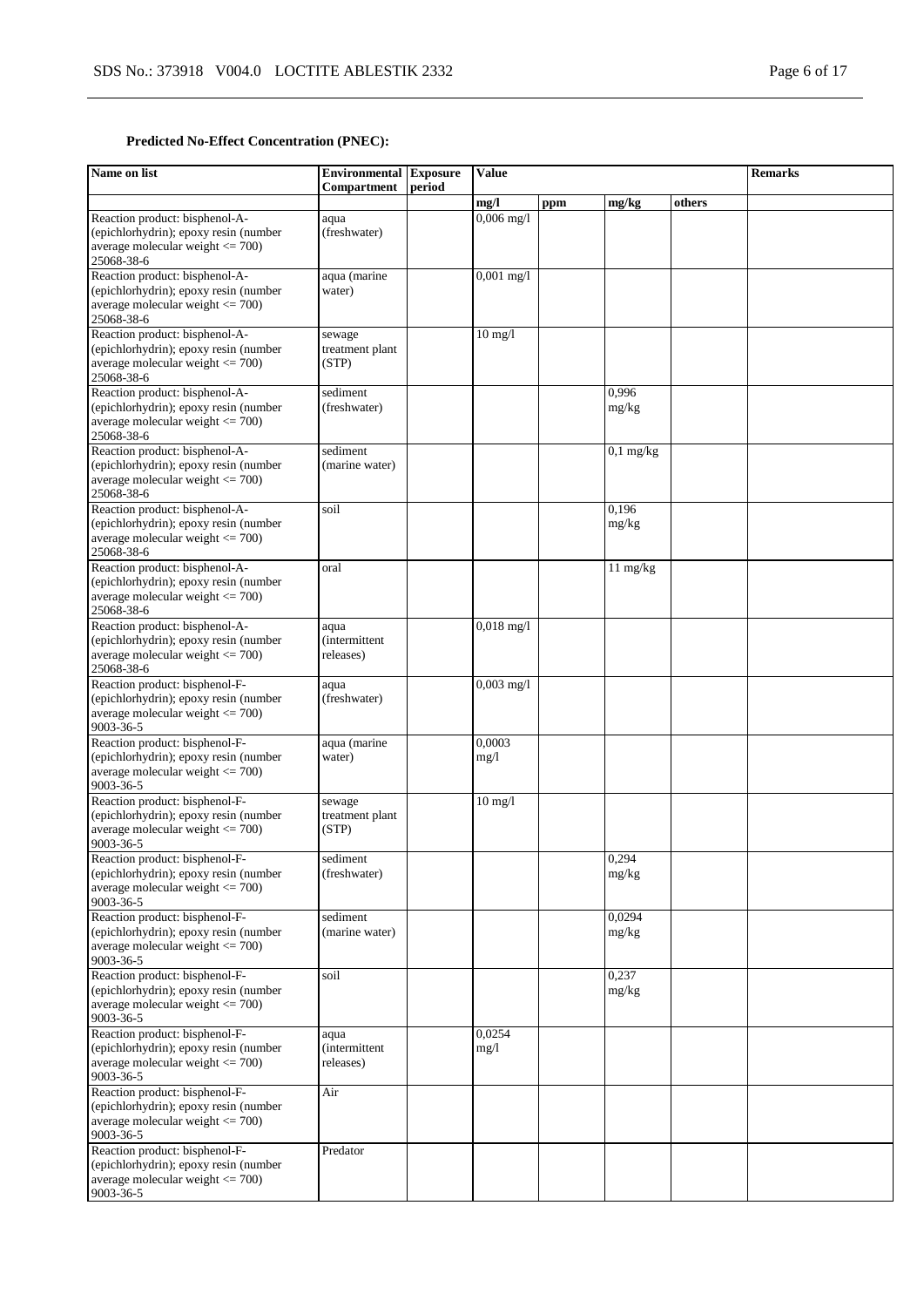**Predicted No-Effect Concentration (PNEC):**

| Name on list | Environmental Compartment | Exposure period | Value | | | | Remarks |
|---|---|---|---|---|---|---|---|
| | | | mg/l | ppm | mg/kg | others | |
| Reaction product: bisphenol-A-(epichlorhydrin); epoxy resin (number average molecular weight <= 700) 25068-38-6 | aqua (freshwater) | | 0,006 mg/l | | | | |
| Reaction product: bisphenol-A-(epichlorhydrin); epoxy resin (number average molecular weight <= 700) 25068-38-6 | aqua (marine water) | | 0,001 mg/l | | | | |
| Reaction product: bisphenol-A-(epichlorhydrin); epoxy resin (number average molecular weight <= 700) 25068-38-6 | sewage treatment plant (STP) | | 10 mg/l | | | | |
| Reaction product: bisphenol-A-(epichlorhydrin); epoxy resin (number average molecular weight <= 700) 25068-38-6 | sediment (freshwater) | | | | 0,996 mg/kg | | |
| Reaction product: bisphenol-A-(epichlorhydrin); epoxy resin (number average molecular weight <= 700) 25068-38-6 | sediment (marine water) | | | | 0,1 mg/kg | | |
| Reaction product: bisphenol-A-(epichlorhydrin); epoxy resin (number average molecular weight <= 700) 25068-38-6 | soil | | | | 0,196 mg/kg | | |
| Reaction product: bisphenol-A-(epichlorhydrin); epoxy resin (number average molecular weight <= 700) 25068-38-6 | oral | | | | 11 mg/kg | | |
| Reaction product: bisphenol-A-(epichlorhydrin); epoxy resin (number average molecular weight <= 700) 25068-38-6 | aqua (intermittent releases) | | 0,018 mg/l | | | | |
| Reaction product: bisphenol-F-(epichlorhydrin); epoxy resin (number average molecular weight <= 700) 9003-36-5 | aqua (freshwater) | | 0,003 mg/l | | | | |
| Reaction product: bisphenol-F-(epichlorhydrin); epoxy resin (number average molecular weight <= 700) 9003-36-5 | aqua (marine water) | | 0,0003 mg/l | | | | |
| Reaction product: bisphenol-F-(epichlorhydrin); epoxy resin (number average molecular weight <= 700) 9003-36-5 | sewage treatment plant (STP) | | 10 mg/l | | | | |
| Reaction product: bisphenol-F-(epichlorhydrin); epoxy resin (number average molecular weight <= 700) 9003-36-5 | sediment (freshwater) | | | | 0,294 mg/kg | | |
| Reaction product: bisphenol-F-(epichlorhydrin); epoxy resin (number average molecular weight <= 700) 9003-36-5 | sediment (marine water) | | | | 0,0294 mg/kg | | |
| Reaction product: bisphenol-F-(epichlorhydrin); epoxy resin (number average molecular weight <= 700) 9003-36-5 | soil | | | | 0,237 mg/kg | | |
| Reaction product: bisphenol-F-(epichlorhydrin); epoxy resin (number average molecular weight <= 700) 9003-36-5 | aqua (intermittent releases) | | 0,0254 mg/l | | | | |
| Reaction product: bisphenol-F-(epichlorhydrin); epoxy resin (number average molecular weight <= 700) 9003-36-5 | Air | | | | | | |
| Reaction product: bisphenol-F-(epichlorhydrin); epoxy resin (number average molecular weight <= 700) 9003-36-5 | Predator | | | | | | |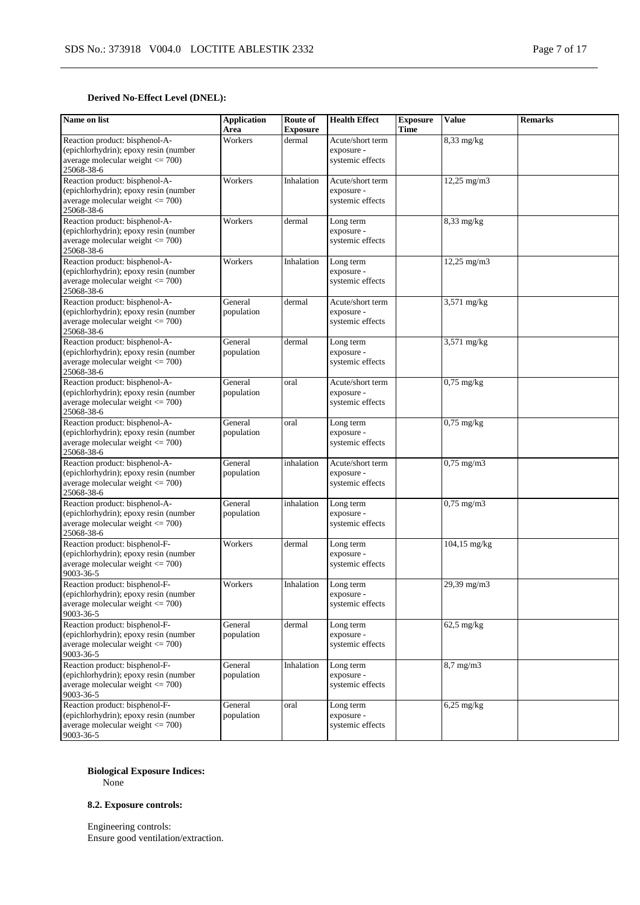**Derived No-Effect Level (DNEL):**

| Name on list | Application Area | Route of Exposure | Health Effect | Exposure Time | Value | Remarks |
|---|---|---|---|---|---|---|
| Reaction product: bisphenol-A-(epichlorhydrin); epoxy resin (number average molecular weight <= 700) 25068-38-6 | Workers | dermal | Acute/short term exposure - systemic effects | | 8,33 mg/kg | |
| Reaction product: bisphenol-A-(epichlorhydrin); epoxy resin (number average molecular weight <= 700) 25068-38-6 | Workers | Inhalation | Acute/short term exposure - systemic effects | | 12,25 mg/m3 | |
| Reaction product: bisphenol-A-(epichlorhydrin); epoxy resin (number average molecular weight <= 700) 25068-38-6 | Workers | dermal | Long term exposure - systemic effects | | 8,33 mg/kg | |
| Reaction product: bisphenol-A-(epichlorhydrin); epoxy resin (number average molecular weight <= 700) 25068-38-6 | Workers | Inhalation | Long term exposure - systemic effects | | 12,25 mg/m3 | |
| Reaction product: bisphenol-A-(epichlorhydrin); epoxy resin (number average molecular weight <= 700) 25068-38-6 | General population | dermal | Acute/short term exposure - systemic effects | | 3,571 mg/kg | |
| Reaction product: bisphenol-A-(epichlorhydrin); epoxy resin (number average molecular weight <= 700) 25068-38-6 | General population | dermal | Long term exposure - systemic effects | | 3,571 mg/kg | |
| Reaction product: bisphenol-A-(epichlorhydrin); epoxy resin (number average molecular weight <= 700) 25068-38-6 | General population | oral | Acute/short term exposure - systemic effects | | 0,75 mg/kg | |
| Reaction product: bisphenol-A-(epichlorhydrin); epoxy resin (number average molecular weight <= 700) 25068-38-6 | General population | oral | Long term exposure - systemic effects | | 0,75 mg/kg | |
| Reaction product: bisphenol-A-(epichlorhydrin); epoxy resin (number average molecular weight <= 700) 25068-38-6 | General population | inhalation | Acute/short term exposure - systemic effects | | 0,75 mg/m3 | |
| Reaction product: bisphenol-A-(epichlorhydrin); epoxy resin (number average molecular weight <= 700) 25068-38-6 | General population | inhalation | Long term exposure - systemic effects | | 0,75 mg/m3 | |
| Reaction product: bisphenol-F-(epichlorhydrin); epoxy resin (number average molecular weight <= 700) 9003-36-5 | Workers | dermal | Long term exposure - systemic effects | | 104,15 mg/kg | |
| Reaction product: bisphenol-F-(epichlorhydrin); epoxy resin (number average molecular weight <= 700) 9003-36-5 | Workers | Inhalation | Long term exposure - systemic effects | | 29,39 mg/m3 | |
| Reaction product: bisphenol-F-(epichlorhydrin); epoxy resin (number average molecular weight <= 700) 9003-36-5 | General population | dermal | Long term exposure - systemic effects | | 62,5 mg/kg | |
| Reaction product: bisphenol-F-(epichlorhydrin); epoxy resin (number average molecular weight <= 700) 9003-36-5 | General population | Inhalation | Long term exposure - systemic effects | | 8,7 mg/m3 | |
| Reaction product: bisphenol-F-(epichlorhydrin); epoxy resin (number average molecular weight <= 700) 9003-36-5 | General population | oral | Long term exposure - systemic effects | | 6,25 mg/kg | |

**Biological Exposure Indices:**

None

**8.2. Exposure controls:**

Engineering controls:
Ensure good ventilation/extraction.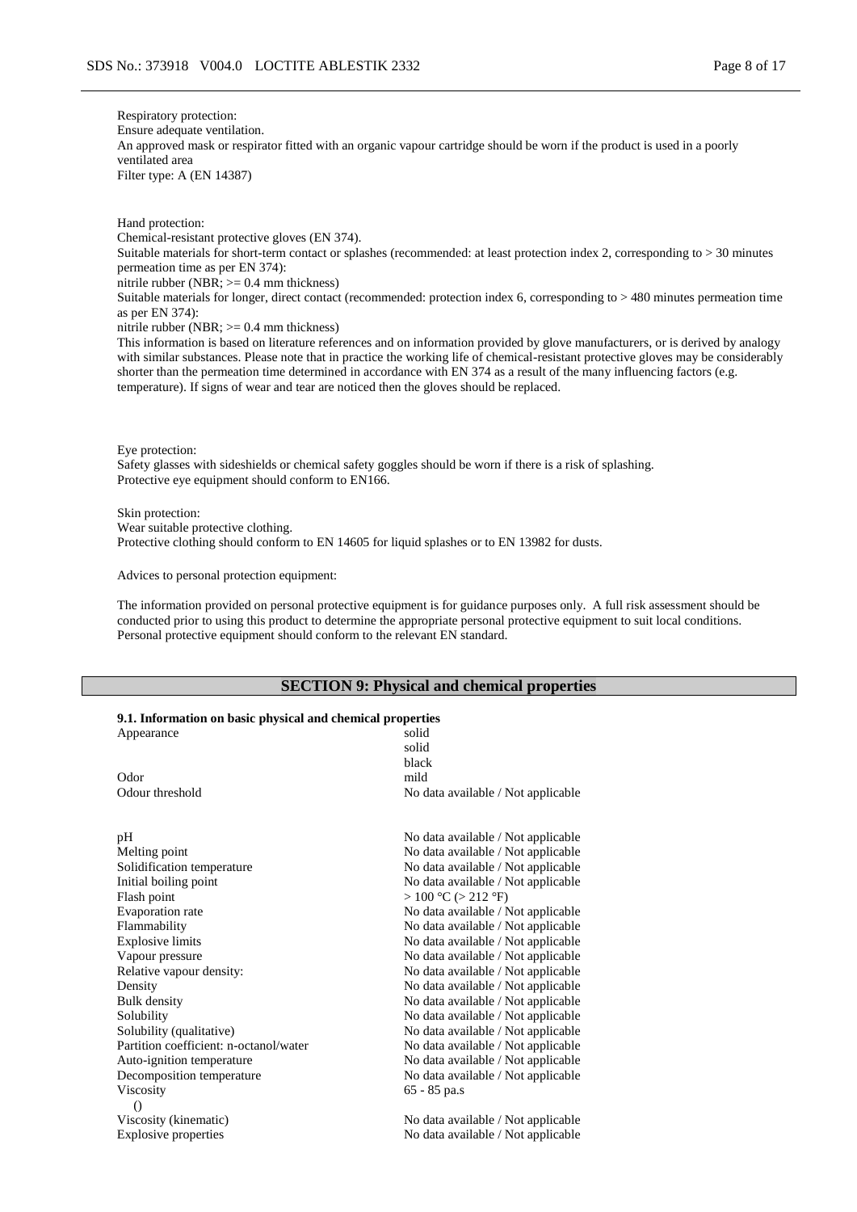Respiratory protection:
Ensure adequate ventilation.
An approved mask or respirator fitted with an organic vapour cartridge should be worn if the product is used in a poorly ventilated area
Filter type: A (EN 14387)

Hand protection:
Chemical-resistant protective gloves (EN 374).
Suitable materials for short-term contact or splashes (recommended: at least protection index 2, corresponding to > 30 minutes permeation time as per EN 374):
nitrile rubber (NBR; >= 0.4 mm thickness)
Suitable materials for longer, direct contact (recommended: protection index 6, corresponding to > 480 minutes permeation time as per EN 374):
nitrile rubber (NBR; >= 0.4 mm thickness)
This information is based on literature references and on information provided by glove manufacturers, or is derived by analogy with similar substances. Please note that in practice the working life of chemical-resistant protective gloves may be considerably shorter than the permeation time determined in accordance with EN 374 as a result of the many influencing factors (e.g. temperature). If signs of wear and tear are noticed then the gloves should be replaced.

Eye protection:
Safety glasses with sideshields or chemical safety goggles should be worn if there is a risk of splashing.
Protective eye equipment should conform to EN166.

Skin protection:
Wear suitable protective clothing.
Protective clothing should conform to EN 14605 for liquid splashes or to EN 13982 for dusts.

Advices to personal protection equipment:

The information provided on personal protective equipment is for guidance purposes only. A full risk assessment should be conducted prior to using this product to determine the appropriate personal protective equipment to suit local conditions. Personal protective equipment should conform to the relevant EN standard.

## SECTION 9: Physical and chemical properties

**9.1. Information on basic physical and chemical properties**

| | |
|---|---|
| Appearance | solid<br>solid<br>black |
| Odor | mild |
| Odour threshold | No data available / Not applicable |
| pH | No data available / Not applicable |
| Melting point | No data available / Not applicable |
| Solidification temperature | No data available / Not applicable |
| Initial boiling point | No data available / Not applicable |
| Flash point | > 100 °C (> 212 °F) |
| Evaporation rate | No data available / Not applicable |
| Flammability | No data available / Not applicable |
| Explosive limits | No data available / Not applicable |
| Vapour pressure | No data available / Not applicable |
| Relative vapour density: | No data available / Not applicable |
| Density | No data available / Not applicable |
| Bulk density | No data available / Not applicable |
| Solubility | No data available / Not applicable |
| Solubility (qualitative) | No data available / Not applicable |
| Partition coefficient: n-octanol/water | No data available / Not applicable |
| Auto-ignition temperature | No data available / Not applicable |
| Decomposition temperature | No data available / Not applicable |
| Viscosity<br>() | 65 - 85 pa.s |
| Viscosity (kinematic) | No data available / Not applicable |
| Explosive properties | No data available / Not applicable |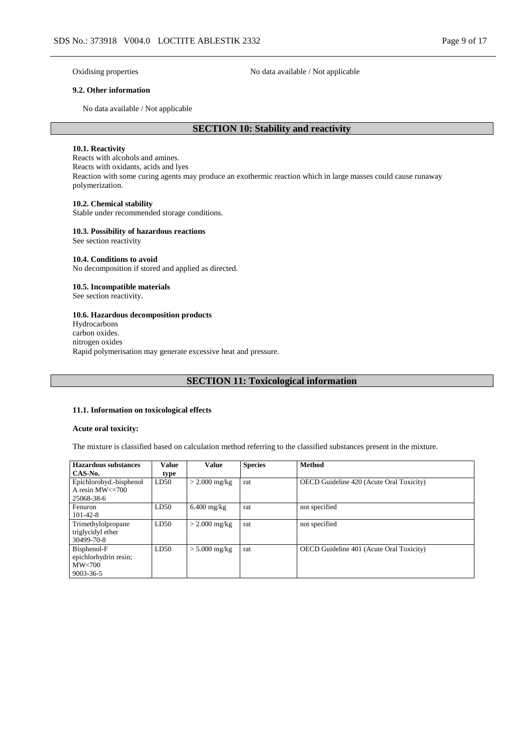Oxidising properties No data available / Not applicable

**9.2. Other information**

No data available / Not applicable

## SECTION 10: Stability and reactivity

**10.1. Reactivity**
Reacts with alcohols and amines.
Reacts with oxidants, acids and lyes
Reaction with some curing agents may produce an exothermic reaction which in large masses could cause runaway polymerization.

**10.2. Chemical stability**
Stable under recommended storage conditions.

**10.3. Possibility of hazardous reactions**
See section reactivity

**10.4. Conditions to avoid**
No decomposition if stored and applied as directed.

**10.5. Incompatible materials**
See section reactivity.

**10.6. Hazardous decomposition products**
Hydrocarbons
carbon oxides.
nitrogen oxides
Rapid polymerisation may generate excessive heat and pressure.

## SECTION 11: Toxicological information

**11.1. Information on toxicological effects**

**Acute oral toxicity:**

The mixture is classified based on calculation method referring to the classified substances present in the mixture.

| Hazardous substances CAS-No. | Value type | Value | Species | Method |
|---|---|---|---|---|
| Epichlorohyd.-bisphenol A resin MW<=700 25068-38-6 | LD50 | > 2.000 mg/kg | rat | OECD Guideline 420 (Acute Oral Toxicity) |
| Fenuron 101-42-8 | LD50 | 6.400 mg/kg | rat | not specified |
| Trimethylolpropane triglycidyl ether 30499-70-8 | LD50 | > 2.000 mg/kg | rat | not specified |
| Bisphenol-F epichlorhydrin resin; MW<700 9003-36-5 | LD50 | > 5.000 mg/kg | rat | OECD Guideline 401 (Acute Oral Toxicity) |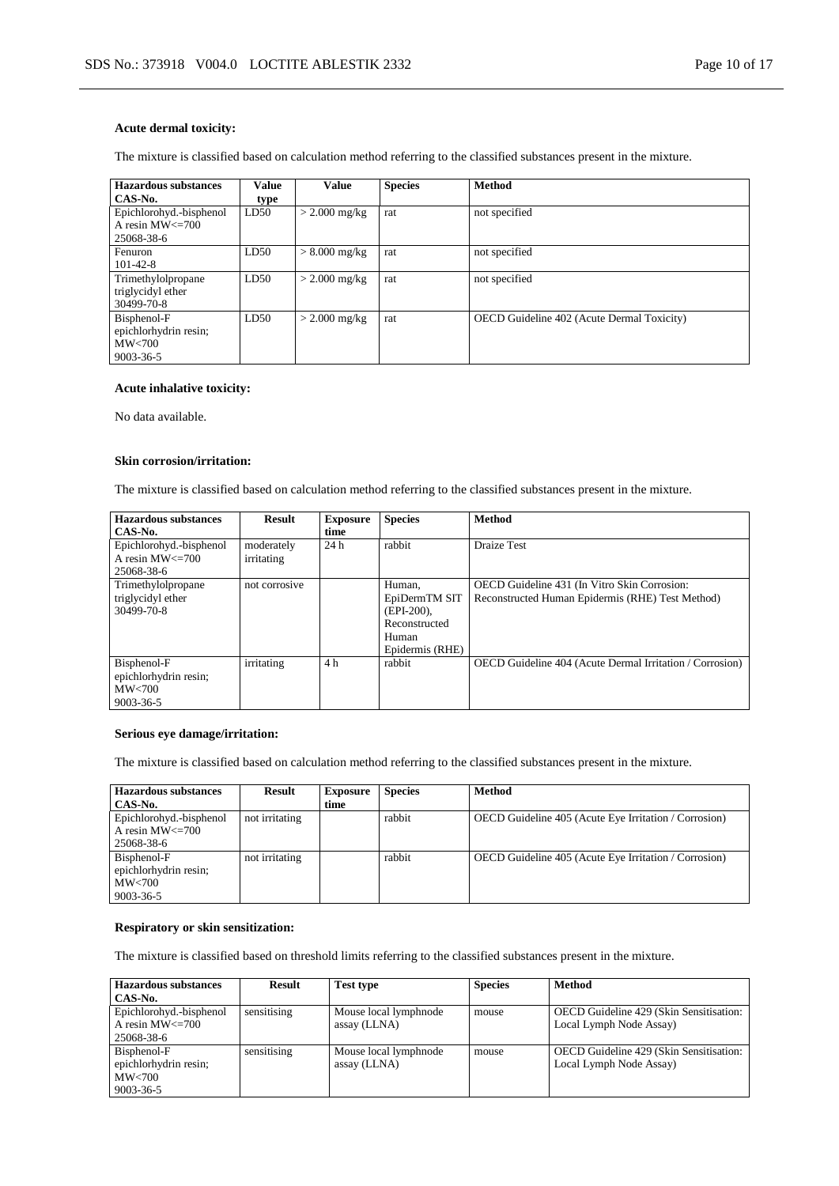**Acute dermal toxicity:**

The mixture is classified based on calculation method referring to the classified substances present in the mixture.

| Hazardous substances CAS-No. | Value type | Value | Species | Method |
|---|---|---|---|---|
| Epichlorohyd.-bisphenol A resin MW<=700 25068-38-6 | LD50 | > 2.000 mg/kg | rat | not specified |
| Fenuron 101-42-8 | LD50 | > 8.000 mg/kg | rat | not specified |
| Trimethylolpropane triglycidyl ether 30499-70-8 | LD50 | > 2.000 mg/kg | rat | not specified |
| Bisphenol-F epichlorhydrin resin; MW<700 9003-36-5 | LD50 | > 2.000 mg/kg | rat | OECD Guideline 402 (Acute Dermal Toxicity) |

**Acute inhalative toxicity:**

No data available.

**Skin corrosion/irritation:**

The mixture is classified based on calculation method referring to the classified substances present in the mixture.

| Hazardous substances CAS-No. | Result | Exposure time | Species | Method |
|---|---|---|---|---|
| Epichlorohyd.-bisphenol A resin MW<=700 25068-38-6 | moderately irritating | 24 h | rabbit | Draize Test |
| Trimethylolpropane triglycidyl ether 30499-70-8 | not corrosive | | Human, EpiDermTM SIT (EPI-200), Reconstructed Human Epidermis (RHE) | OECD Guideline 431 (In Vitro Skin Corrosion: Reconstructed Human Epidermis (RHE) Test Method) |
| Bisphenol-F epichlorhydrin resin; MW<700 9003-36-5 | irritating | 4 h | rabbit | OECD Guideline 404 (Acute Dermal Irritation / Corrosion) |

**Serious eye damage/irritation:**

The mixture is classified based on calculation method referring to the classified substances present in the mixture.

| Hazardous substances CAS-No. | Result | Exposure time | Species | Method |
|---|---|---|---|---|
| Epichlorohyd.-bisphenol A resin MW<=700 25068-38-6 | not irritating | | rabbit | OECD Guideline 405 (Acute Eye Irritation / Corrosion) |
| Bisphenol-F epichlorhydrin resin; MW<700 9003-36-5 | not irritating | | rabbit | OECD Guideline 405 (Acute Eye Irritation / Corrosion) |

**Respiratory or skin sensitization:**

The mixture is classified based on threshold limits referring to the classified substances present in the mixture.

| Hazardous substances CAS-No. | Result | Test type | Species | Method |
|---|---|---|---|---|
| Epichlorohyd.-bisphenol A resin MW<=700 25068-38-6 | sensitising | Mouse local lymphnode assay (LLNA) | mouse | OECD Guideline 429 (Skin Sensitisation: Local Lymph Node Assay) |
| Bisphenol-F epichlorhydrin resin; MW<700 9003-36-5 | sensitising | Mouse local lymphnode assay (LLNA) | mouse | OECD Guideline 429 (Skin Sensitisation: Local Lymph Node Assay) |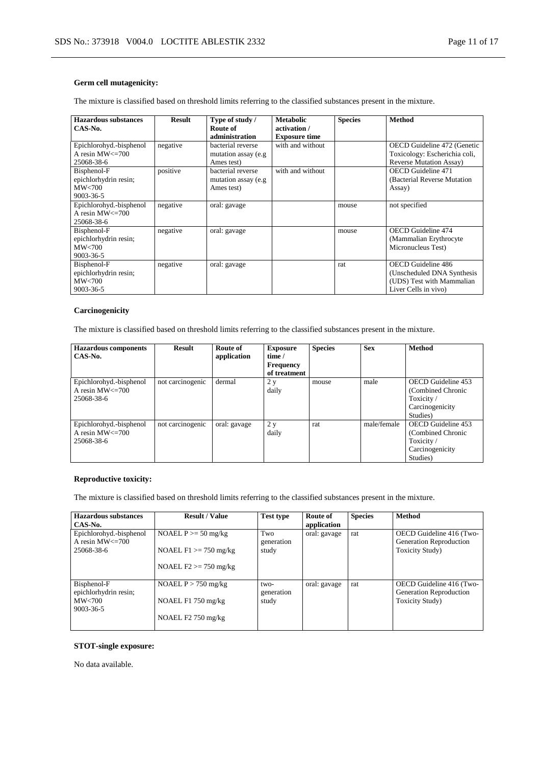**Germ cell mutagenicity:**

The mixture is classified based on threshold limits referring to the classified substances present in the mixture.

| Hazardous substances CAS-No. | Result | Type of study / Route of administration | Metabolic activation / Exposure time | Species | Method |
|---|---|---|---|---|---|
| Epichlorohyd.-bisphenol A resin MW<=700 25068-38-6 | negative | bacterial reverse mutation assay (e.g Ames test) | with and without | | OECD Guideline 472 (Genetic Toxicology: Escherichia coli, Reverse Mutation Assay) |
| Bisphenol-F epichlorhydrin resin; MW<700 9003-36-5 | positive | bacterial reverse mutation assay (e.g Ames test) | with and without | | OECD Guideline 471 (Bacterial Reverse Mutation Assay) |
| Epichlorohyd.-bisphenol A resin MW<=700 25068-38-6 | negative | oral: gavage | | mouse | not specified |
| Bisphenol-F epichlorhydrin resin; MW<700 9003-36-5 | negative | oral: gavage | | mouse | OECD Guideline 474 (Mammalian Erythrocyte Micronucleus Test) |
| Bisphenol-F epichlorhydrin resin; MW<700 9003-36-5 | negative | oral: gavage | | rat | OECD Guideline 486 (Unscheduled DNA Synthesis (UDS) Test with Mammalian Liver Cells in vivo) |

**Carcinogenicity**

The mixture is classified based on threshold limits referring to the classified substances present in the mixture.

| Hazardous components CAS-No. | Result | Route of application | Exposure time / Frequency of treatment | Species | Sex | Method |
|---|---|---|---|---|---|---|
| Epichlorohyd.-bisphenol A resin MW<=700 25068-38-6 | not carcinogenic | dermal | 2 y daily | mouse | male | OECD Guideline 453 (Combined Chronic Toxicity / Carcinogenicity Studies) |
| Epichlorohyd.-bisphenol A resin MW<=700 25068-38-6 | not carcinogenic | oral: gavage | 2 y daily | rat | male/female | OECD Guideline 453 (Combined Chronic Toxicity / Carcinogenicity Studies) |

**Reproductive toxicity:**

The mixture is classified based on threshold limits referring to the classified substances present in the mixture.

| Hazardous substances CAS-No. | Result / Value | Test type | Route of application | Species | Method |
|---|---|---|---|---|---|
| Epichlorohyd.-bisphenol A resin MW<=700 25068-38-6 | NOAEL P >= 50 mg/kg<br><br>NOAEL F1 >= 750 mg/kg<br><br>NOAEL F2 >= 750 mg/kg | Two generation study | oral: gavage | rat | OECD Guideline 416 (Two-Generation Reproduction Toxicity Study) |
| Bisphenol-F epichlorhydrin resin; MW<700 9003-36-5 | NOAEL P > 750 mg/kg<br><br>NOAEL F1 750 mg/kg<br><br>NOAEL F2 750 mg/kg | two-generation study | oral: gavage | rat | OECD Guideline 416 (Two-Generation Reproduction Toxicity Study) |

**STOT-single exposure:**

No data available.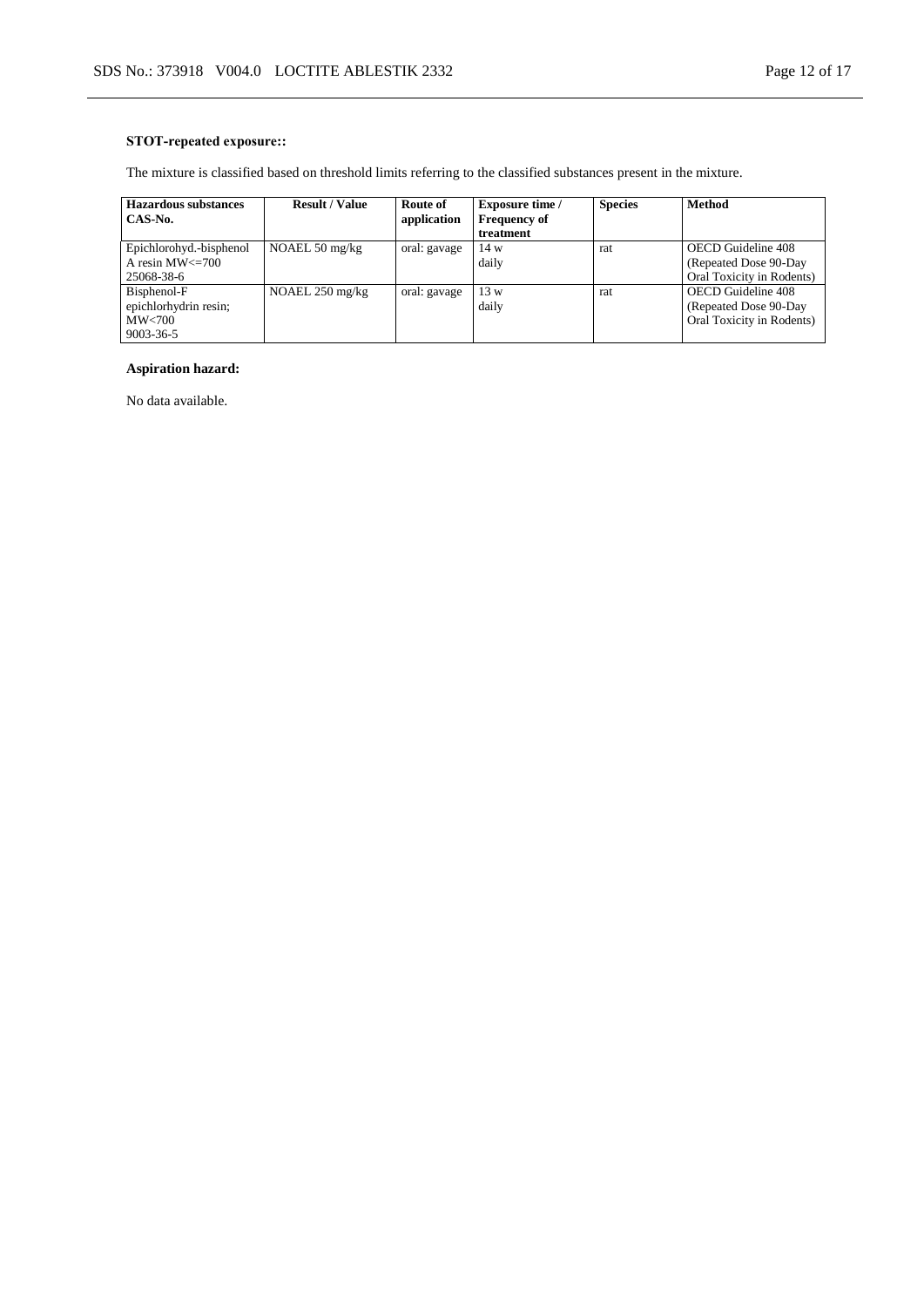**STOT-repeated exposure::**

The mixture is classified based on threshold limits referring to the classified substances present in the mixture.

| Hazardous substances CAS-No. | Result / Value | Route of application | Exposure time / Frequency of treatment | Species | Method |
| --- | --- | --- | --- | --- | --- |
| Epichlorohyd.-bisphenol A resin MW<=700 25068-38-6 | NOAEL 50 mg/kg | oral: gavage | 14 w daily | rat | OECD Guideline 408 (Repeated Dose 90-Day Oral Toxicity in Rodents) |
| Bisphenol-F epichlorhydrin resin; MW<700 9003-36-5 | NOAEL 250 mg/kg | oral: gavage | 13 w daily | rat | OECD Guideline 408 (Repeated Dose 90-Day Oral Toxicity in Rodents) |

**Aspiration hazard:**

No data available.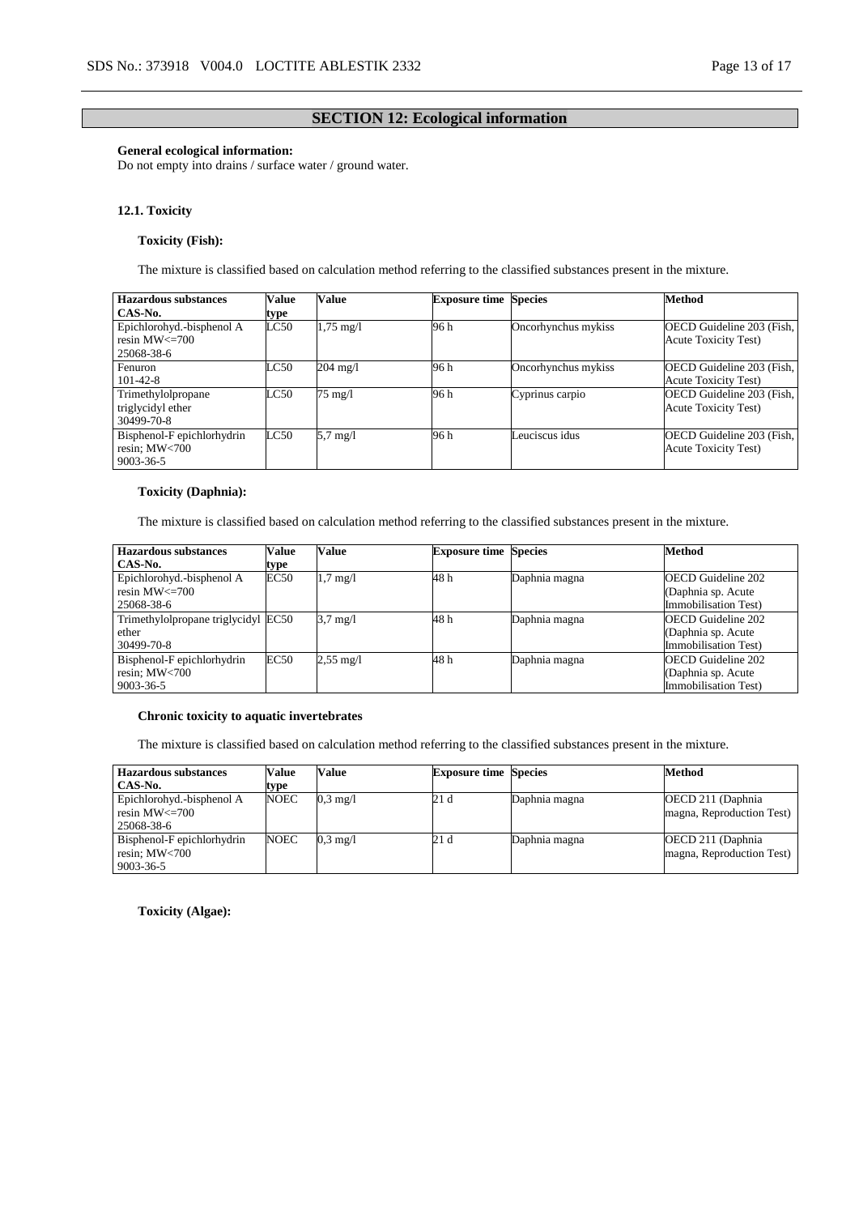## SECTION 12: Ecological information

**General ecological information:**
Do not empty into drains / surface water / ground water.

### 12.1. Toxicity

**Toxicity (Fish):**

The mixture is classified based on calculation method referring to the classified substances present in the mixture.

| Hazardous substances CAS-No. | Value type | Value | Exposure time | Species | Method |
|---|---|---|---|---|---|
| Epichlorohyd.-bisphenol A resin MW<=700 25068-38-6 | LC50 | 1,75 mg/l | 96 h | Oncorhynchus mykiss | OECD Guideline 203 (Fish, Acute Toxicity Test) |
| Fenuron 101-42-8 | LC50 | 204 mg/l | 96 h | Oncorhynchus mykiss | OECD Guideline 203 (Fish, Acute Toxicity Test) |
| Trimethylolpropane triglycidyl ether 30499-70-8 | LC50 | 75 mg/l | 96 h | Cyprinus carpio | OECD Guideline 203 (Fish, Acute Toxicity Test) |
| Bisphenol-F epichlorhydrin resin; MW<700 9003-36-5 | LC50 | 5,7 mg/l | 96 h | Leuciscus idus | OECD Guideline 203 (Fish, Acute Toxicity Test) |

**Toxicity (Daphnia):**

The mixture is classified based on calculation method referring to the classified substances present in the mixture.

| Hazardous substances CAS-No. | Value type | Value | Exposure time | Species | Method |
|---|---|---|---|---|---|
| Epichlorohyd.-bisphenol A resin MW<=700 25068-38-6 | EC50 | 1,7 mg/l | 48 h | Daphnia magna | OECD Guideline 202 (Daphnia sp. Acute Immobilisation Test) |
| Trimethylolpropane triglycidyl ether 30499-70-8 | EC50 | 3,7 mg/l | 48 h | Daphnia magna | OECD Guideline 202 (Daphnia sp. Acute Immobilisation Test) |
| Bisphenol-F epichlorhydrin resin; MW<700 9003-36-5 | EC50 | 2,55 mg/l | 48 h | Daphnia magna | OECD Guideline 202 (Daphnia sp. Acute Immobilisation Test) |

**Chronic toxicity to aquatic invertebrates**

The mixture is classified based on calculation method referring to the classified substances present in the mixture.

| Hazardous substances CAS-No. | Value type | Value | Exposure time | Species | Method |
|---|---|---|---|---|---|
| Epichlorohyd.-bisphenol A resin MW<=700 25068-38-6 | NOEC | 0,3 mg/l | 21 d | Daphnia magna | OECD 211 (Daphnia magna, Reproduction Test) |
| Bisphenol-F epichlorhydrin resin; MW<700 9003-36-5 | NOEC | 0,3 mg/l | 21 d | Daphnia magna | OECD 211 (Daphnia magna, Reproduction Test) |

**Toxicity (Algae):**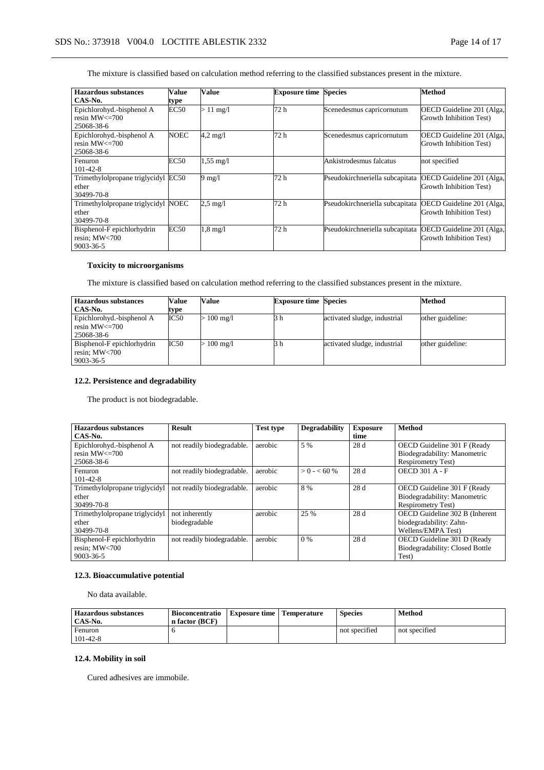The mixture is classified based on calculation method referring to the classified substances present in the mixture.

| Hazardous substances<br>CAS-No. | Value type | Value | Exposure time | Species | Method |
|---|---|---|---|---|---|
| Epichlorohyd.-bisphenol A resin MW<=700<br>25068-38-6 | EC50 | > 11 mg/l | 72 h | Scenedesmus capricornutum | OECD Guideline 201 (Alga, Growth Inhibition Test) |
| Epichlorohyd.-bisphenol A resin MW<=700<br>25068-38-6 | NOEC | 4,2 mg/l | 72 h | Scenedesmus capricornutum | OECD Guideline 201 (Alga, Growth Inhibition Test) |
| Fenuron<br>101-42-8 | EC50 | 1,55 mg/l | | Ankistrodesmus falcatus | not specified |
| Trimethylolpropane triglycidyl ether<br>30499-70-8 | EC50 | 9 mg/l | 72 h | Pseudokirchneriella subcapitata | OECD Guideline 201 (Alga, Growth Inhibition Test) |
| Trimethylolpropane triglycidyl ether<br>30499-70-8 | NOEC | 2,5 mg/l | 72 h | Pseudokirchneriella subcapitata | OECD Guideline 201 (Alga, Growth Inhibition Test) |
| Bisphenol-F epichlorhydrin resin; MW<700<br>9003-36-5 | EC50 | 1,8 mg/l | 72 h | Pseudokirchneriella subcapitata | OECD Guideline 201 (Alga, Growth Inhibition Test) |

**Toxicity to microorganisms**

The mixture is classified based on calculation method referring to the classified substances present in the mixture.

| Hazardous substances<br>CAS-No. | Value type | Value | Exposure time | Species | Method |
|---|---|---|---|---|---|
| Epichlorohyd.-bisphenol A resin MW<=700<br>25068-38-6 | IC50 | > 100 mg/l | 3 h | activated sludge, industrial | other guideline: |
| Bisphenol-F epichlorhydrin resin; MW<700<br>9003-36-5 | IC50 | > 100 mg/l | 3 h | activated sludge, industrial | other guideline: |

### 12.2. Persistence and degradability

The product is not biodegradable.

| Hazardous substances<br>CAS-No. | Result | Test type | Degradability | Exposure time | Method |
|---|---|---|---|---|---|
| Epichlorohyd.-bisphenol A resin MW<=700<br>25068-38-6 | not readily biodegradable. | aerobic | 5 % | 28 d | OECD Guideline 301 F (Ready Biodegradability: Manometric Respirometry Test) |
| Fenuron<br>101-42-8 | not readily biodegradable. | aerobic | > 0 - < 60 % | 28 d | OECD 301 A - F |
| Trimethylolpropane triglycidyl ether<br>30499-70-8 | not readily biodegradable. | aerobic | 8 % | 28 d | OECD Guideline 301 F (Ready Biodegradability: Manometric Respirometry Test) |
| Trimethylolpropane triglycidyl ether<br>30499-70-8 | not inherently biodegradable | aerobic | 25 % | 28 d | OECD Guideline 302 B (Inherent biodegradability: Zahn-Wellens/EMPA Test) |
| Bisphenol-F epichlorhydrin resin; MW<700<br>9003-36-5 | not readily biodegradable. | aerobic | 0 % | 28 d | OECD Guideline 301 D (Ready Biodegradability: Closed Bottle Test) |

### 12.3. Bioaccumulative potential

No data available.

| Hazardous substances<br>CAS-No. | Bioconcentration factor (BCF) | Exposure time | Temperature | Species | Method |
|---|---|---|---|---|---|
| Fenuron<br>101-42-8 | 6 | | | not specified | not specified |

### 12.4. Mobility in soil

Cured adhesives are immobile.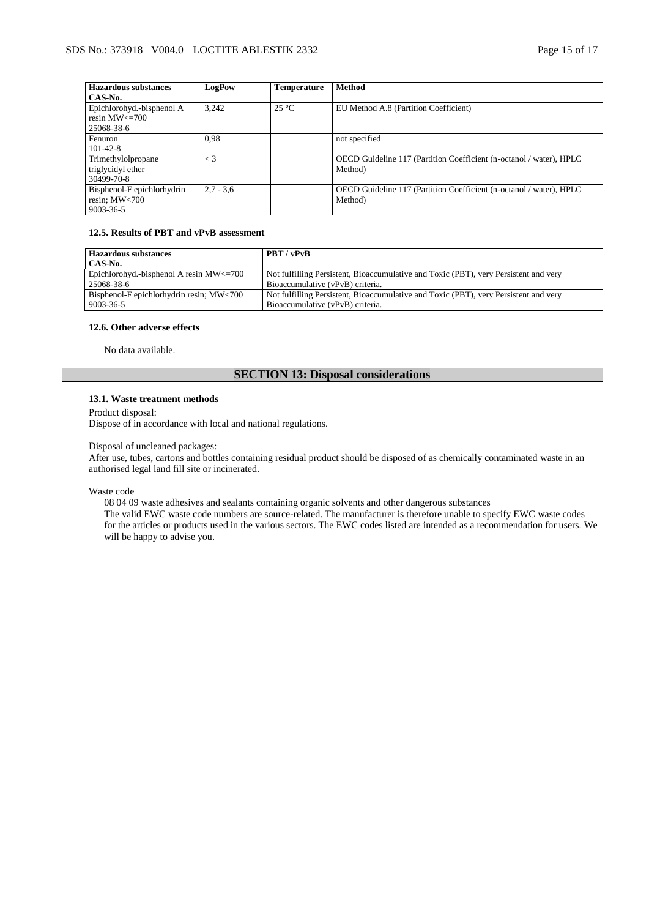| Hazardous substances CAS-No. | LogPow | Temperature | Method |
|---|---|---|---|
| Epichlorohyd.-bisphenol A resin MW<=700 25068-38-6 | 3,242 | 25 °C | EU Method A.8 (Partition Coefficient) |
| Fenuron 101-42-8 | 0,98 | | not specified |
| Trimethylolpropane triglycidyl ether 30499-70-8 | < 3 | | OECD Guideline 117 (Partition Coefficient (n-octanol / water), HPLC Method) |
| Bisphenol-F epichlorhydrin resin; MW<700 9003-36-5 | 2,7 - 3,6 | | OECD Guideline 117 (Partition Coefficient (n-octanol / water), HPLC Method) |

### 12.5. Results of PBT and vPvB assessment

| Hazardous substances CAS-No. | PBT / vPvB |
|---|---|
| Epichlorohyd.-bisphenol A resin MW<=700 25068-38-6 | Not fulfilling Persistent, Bioaccumulative and Toxic (PBT), very Persistent and very Bioaccumulative (vPvB) criteria. |
| Bisphenol-F epichlorhydrin resin; MW<700 9003-36-5 | Not fulfilling Persistent, Bioaccumulative and Toxic (PBT), very Persistent and very Bioaccumulative (vPvB) criteria. |

### 12.6. Other adverse effects

No data available.

## SECTION 13: Disposal considerations

### 13.1. Waste treatment methods

Product disposal:
Dispose of in accordance with local and national regulations.

Disposal of uncleaned packages:
After use, tubes, cartons and bottles containing residual product should be disposed of as chemically contaminated waste in an authorised legal land fill site or incinerated.

Waste code
08 04 09 waste adhesives and sealants containing organic solvents and other dangerous substances
The valid EWC waste code numbers are source-related. The manufacturer is therefore unable to specify EWC waste codes for the articles or products used in the various sectors. The EWC codes listed are intended as a recommendation for users. We will be happy to advise you.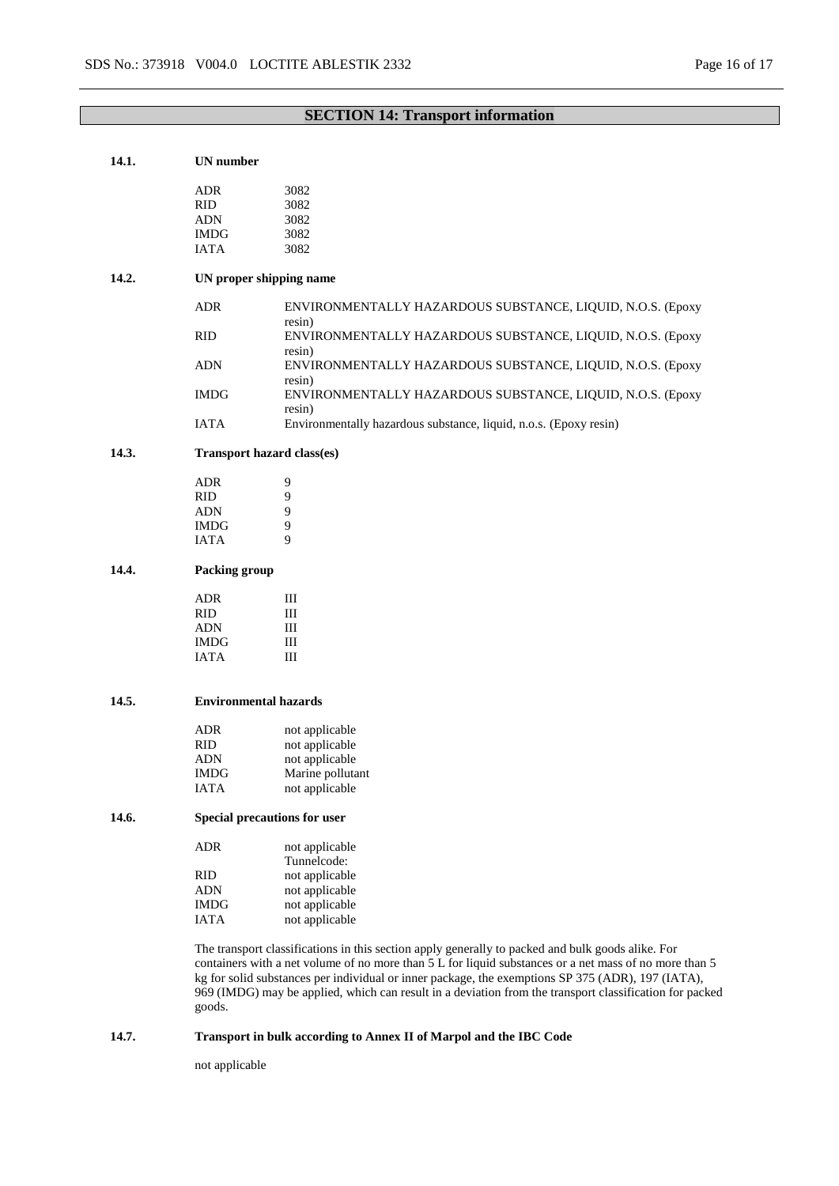## SECTION 14: Transport information

### 14.1. UN number

| | |
|---|---|
| ADR | 3082 |
| RID | 3082 |
| ADN | 3082 |
| IMDG | 3082 |
| IATA | 3082 |

### 14.2. UN proper shipping name

| | |
|---|---|
| ADR | ENVIRONMENTALLY HAZARDOUS SUBSTANCE, LIQUID, N.O.S. (Epoxy resin) |
| RID | ENVIRONMENTALLY HAZARDOUS SUBSTANCE, LIQUID, N.O.S. (Epoxy resin) |
| ADN | ENVIRONMENTALLY HAZARDOUS SUBSTANCE, LIQUID, N.O.S. (Epoxy resin) |
| IMDG | ENVIRONMENTALLY HAZARDOUS SUBSTANCE, LIQUID, N.O.S. (Epoxy resin) |
| IATA | Environmentally hazardous substance, liquid, n.o.s. (Epoxy resin) |

### 14.3. Transport hazard class(es)

| | |
|---|---|
| ADR | 9 |
| RID | 9 |
| ADN | 9 |
| IMDG | 9 |
| IATA | 9 |

### 14.4. Packing group

| | |
|---|---|
| ADR | III |
| RID | III |
| ADN | III |
| IMDG | III |
| IATA | III |

### 14.5. Environmental hazards

| | |
|---|---|
| ADR | not applicable |
| RID | not applicable |
| ADN | not applicable |
| IMDG | Marine pollutant |
| IATA | not applicable |

### 14.6. Special precautions for user

| | |
|---|---|
| ADR | not applicable<br>Tunnelcode: |
| RID | not applicable |
| ADN | not applicable |
| IMDG | not applicable |
| IATA | not applicable |

The transport classifications in this section apply generally to packed and bulk goods alike. For containers with a net volume of no more than 5 L for liquid substances or a net mass of no more than 5 kg for solid substances per individual or inner package, the exemptions SP 375 (ADR), 197 (IATA), 969 (IMDG) may be applied, which can result in a deviation from the transport classification for packed goods.

### 14.7. Transport in bulk according to Annex II of Marpol and the IBC Code

not applicable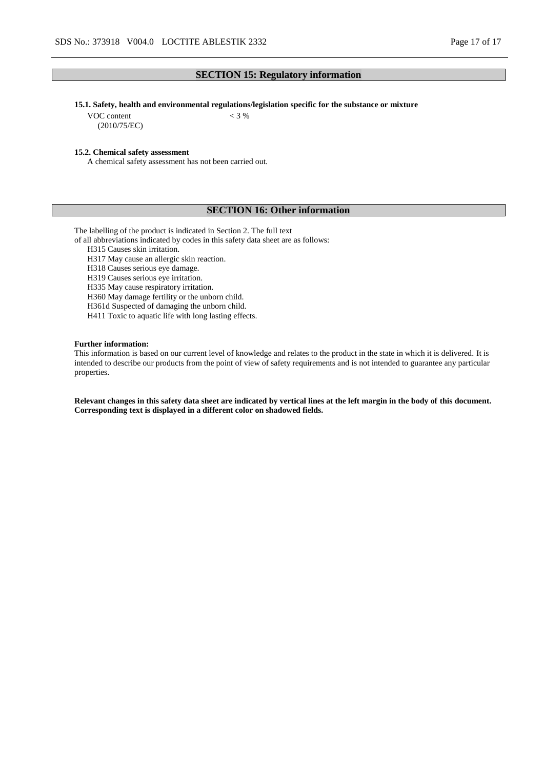## SECTION 15: Regulatory information

**15.1. Safety, health and environmental regulations/legislation specific for the substance or mixture**

| | |
|---|---|
| VOC content (2010/75/EC) | < 3 % |

**15.2. Chemical safety assessment**

A chemical safety assessment has not been carried out.

## SECTION 16: Other information

The labelling of the product is indicated in Section 2. The full text of all abbreviations indicated by codes in this safety data sheet are as follows:

H315 Causes skin irritation.
H317 May cause an allergic skin reaction.
H318 Causes serious eye damage.
H319 Causes serious eye irritation.
H335 May cause respiratory irritation.
H360 May damage fertility or the unborn child.
H361d Suspected of damaging the unborn child.
H411 Toxic to aquatic life with long lasting effects.

**Further information:**

This information is based on our current level of knowledge and relates to the product in the state in which it is delivered. It is intended to describe our products from the point of view of safety requirements and is not intended to guarantee any particular properties.

**Relevant changes in this safety data sheet are indicated by vertical lines at the left margin in the body of this document. Corresponding text is displayed in a different color on shadowed fields.**